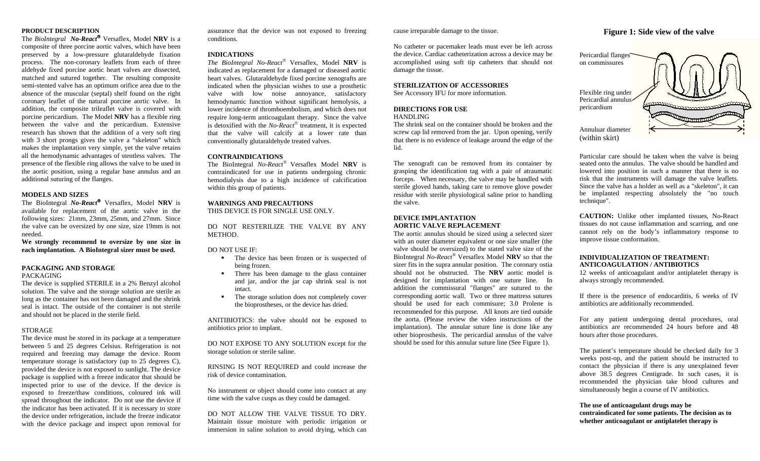## PRODUCT DESCRIPTION

The *BioIntegral* ***No-React®*** Versaflex, Model **NRV** is a composite of three porcine aortic valves, which have been preserved by a low-pressure glutaraldehyde fixation process. The non-coronary leaflets from each of three aldehyde fixed porcine aortic heart valves are dissected, matched and sutured together. The resulting composite semi-stented valve has an optimum orifice area due to the absence of the muscular (septal) shelf found on the right coronary leaflet of the natural porcine aortic valve. In addition, the composite trileaflet valve is covered with porcine pericardium. The Model **NRV** has a flexible ring between the valve and the pericardium. Extensive research has shown that the addition of a very soft ring with 3 short prongs gives the valve a "skeleton" which makes the implantation very simple, yet the valve retains all the hemodynamic advantages of stentless valves. The presence of the flexible ring allows the valve to be used in the aortic position, using a regular base annulus and an additional suturing of the flanges.

## MODELS AND SIZES

The BioIntegral ***No-React®*** Versaflex, Model **NRV** is available for replacement of the aortic valve in the following sizes: 21mm, 23mm, 25mm, and 27mm. Since the valve can be oversized by one size, size 19mm is not needed.

**We strongly recommend to oversize by one size in each implantation. A BioIntegral sizer must be used.**

## PACKAGING AND STORAGE

PACKAGING

The device is supplied STERILE in a 2% Benzyl alcohol solution. The valve and the storage solution are sterile as long as the container has not been damaged and the shrink seal is intact. The outside of the container is not sterile and should not be placed in the sterile field.

STORAGE

The device must be stored in its package at a temperature between 5 and 25 degrees Celsius. Refrigeration is not required and freezing may damage the device. Room temperature storage is satisfactory (up to 25 degrees C), provided the device is not exposed to sunlight. The device package is supplied with a freeze indicator that should be inspected prior to use of the device. If the device is exposed to freeze/thaw conditions, coloured ink will spread throughout the indicator. Do not use the device if the indicator has been activated. If it is necessary to store the device under refrigeration, include the freeze indicator with the device package and inspect upon removal for assurance that the device was not exposed to freezing conditions.

## INDICATIONS

*The BioIntegral No-React®* Versaflex, Model **NRV** is indicated as replacement for a damaged or diseased aortic heart valves. Glutaraldehyde fixed porcine xenografts are indicated when the physician wishes to use a prosthetic valve with low noise annoyance, satisfactory hemodynamic function without significant hemolysis, a lower incidence of thromboembolism, and which does not require long-term anticoagulant therapy. Since the valve is detoxified with the *No-React®* treatment, it is expected that the valve will calcify at a lower rate than conventionally glutaraldehyde treated valves.

## CONTRAINDICATIONS

The BioIntegral *No-React®* Versaflex Model **NRV** is contraindicated for use in patients undergoing chronic hemodialysis due to a high incidence of calcification within this group of patients.

## WARNINGS AND PRECAUTIONS

THIS DEVICE IS FOR SINGLE USE ONLY.

DO NOT RESTERILIZE THE VALVE BY ANY METHOD.

DO NOT USE IF:

- The device has been frozen or is suspected of being frozen.
- There has been damage to the glass container and jar, and/or the jar cap shrink seal is not intact.
- The storage solution does not completely cover the bioprostheses, or the device has dried.

ANITIBIOTICS: the valve should not be exposed to antibiotics prior to implant.

DO NOT EXPOSE TO ANY SOLUTION except for the storage solution or sterile saline.

RINSING IS NOT REQUIRED and could increase the risk of device contamination.

No instrument or object should come into contact at any time with the valve cusps as they could be damaged.

DO NOT ALLOW THE VALVE TISSUE TO DRY. Maintain tissue moisture with periodic irrigation or immersion in saline solution to avoid drying, which can cause irreparable damage to the tissue.

No catheter or pacemaker leads must ever be left across the device. Cardiac catheterization across a device may be accomplished using soft tip catheters that should not damage the tissue.

## STERILIZATION OF ACCESSORIES

See Accessory IFU for more information.

## DIRECTIONS FOR USE

HANDLING

The shrink seal on the container should be broken and the screw cap lid removed from the jar. Upon opening, verify that there is no evidence of leakage around the edge of the lid.

The xenograft can be removed from its container by grasping the identification tag with a pair of atraumatic forceps. When necessary, the valve may be handled with sterile gloved hands, taking care to remove glove powder residue with sterile physiological saline prior to handling the valve.

## DEVICE IMPLANTATION

### AORTIC VALVE REPLACEMENT

The aortic annulus should be sized using a selected sizer with an outer diameter equivalent or one size smaller (the valve should be oversized) to the stated valve size of the BioIntegral *No-React®* Versaflex Model **NRV** so that the sizer fits in the supra annular position. The coronary ostia should not be obstructed. The **NRV** aortic model is designed for implantation with one suture line. In addition the commissural "flanges" are sutured to the corresponding aortic wall. Two or three mattress sutures should be used for each commisure; 3.0 Prolene is recommended for this purpose. All knots are tied outside the aorta. (Please review the video instructions of the implantation). The annular suture line is done like any other bioprosthesis. The pericardial annulus of the valve should be used for this annular suture line (See Figure 1).

**Figure 1: Side view of the valve**

Pericardial flanges on commissures

Flexible ring under Pericardial annulus pericardium

Annuluar diameter (within skirt)

Particular care should be taken when the valve is being seated onto the annulus. The valve should be handled and lowered into position in such a manner that there is no risk that the instruments will damage the valve leaflets. Since the valve has a holder as well as a "skeleton", it can be implanted respecting absolutely the "no touch technique".

**CAUTION:** Unlike other implanted tissues, No-React tissues do not cause inflammation and scarring, and one cannot rely on the body's inflammatory response to improve tissue conformation.

## INDIVIDUALIZATION OF TREATMENT: ANTICOAGULATION / ANTIBIOTICS

12 weeks of anticoagulant and/or antiplatelet therapy is always strongly recommended.

If there is the presence of endocarditis, 6 weeks of IV antibiotics are additionally recommended.

For any patient undergoing dental procedures, oral antibiotics are recommended 24 hours before and 48 hours after those procedures.

The patient's temperature should be checked daily for 3 weeks post-op, and the patient should be instructed to contact the physician if there is any unexplained fever above 38.5 degrees Centigrade. In such cases, it is recommended the physician take blood cultures and simultaneously begin a course of IV antibiotics.

**The use of anticoagulant drugs may be contraindicated for some patients. The decision as to whether anticoagulant or antiplatelet therapy is**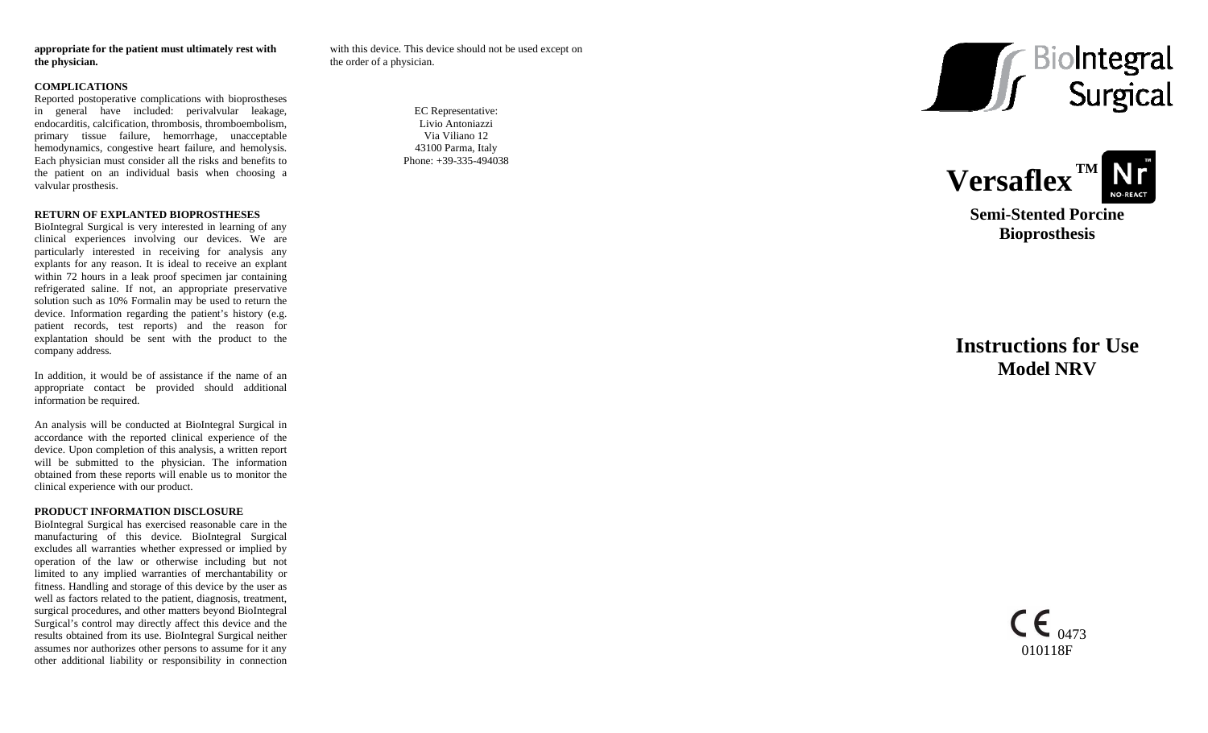**appropriate for the patient must ultimately rest with the physician.**

**COMPLICATIONS**

Reported postoperative complications with bioprostheses in general have included: perivalvular leakage, endocarditis, calcification, thrombosis, thromboembolism, primary tissue failure, hemorrhage, unacceptable hemodynamics, congestive heart failure, and hemolysis. Each physician must consider all the risks and benefits to the patient on an individual basis when choosing a valvular prosthesis.

**RETURN OF EXPLANTED BIOPROSTHESES**

BioIntegral Surgical is very interested in learning of any clinical experiences involving our devices. We are particularly interested in receiving for analysis any explants for any reason. It is ideal to receive an explant within 72 hours in a leak proof specimen jar containing refrigerated saline. If not, an appropriate preservative solution such as 10% Formalin may be used to return the device. Information regarding the patient's history (e.g. patient records, test reports) and the reason for explantation should be sent with the product to the company address.

In addition, it would be of assistance if the name of an appropriate contact be provided should additional information be required.

An analysis will be conducted at BioIntegral Surgical in accordance with the reported clinical experience of the device. Upon completion of this analysis, a written report will be submitted to the physician. The information obtained from these reports will enable us to monitor the clinical experience with our product.

**PRODUCT INFORMATION DISCLOSURE**

BioIntegral Surgical has exercised reasonable care in the manufacturing of this device. BioIntegral Surgical excludes all warranties whether expressed or implied by operation of the law or otherwise including but not limited to any implied warranties of merchantability or fitness. Handling and storage of this device by the user as well as factors related to the patient, diagnosis, treatment, surgical procedures, and other matters beyond BioIntegral Surgical's control may directly affect this device and the results obtained from its use. BioIntegral Surgical neither assumes nor authorizes other persons to assume for it any other additional liability or responsibility in connection with this device. This device should not be used except on the order of a physician.

EC Representative:
Livio Antoniazzi
Via Viliano 12
43100 Parma, Italy
Phone: +39-335-494038

BioIntegral Surgical

# Versaflex™ Nr™ NO-REACT

**Semi-Stented Porcine Bioprosthesis**

## Instructions for Use
**Model NRV**

CE 0473
010118F